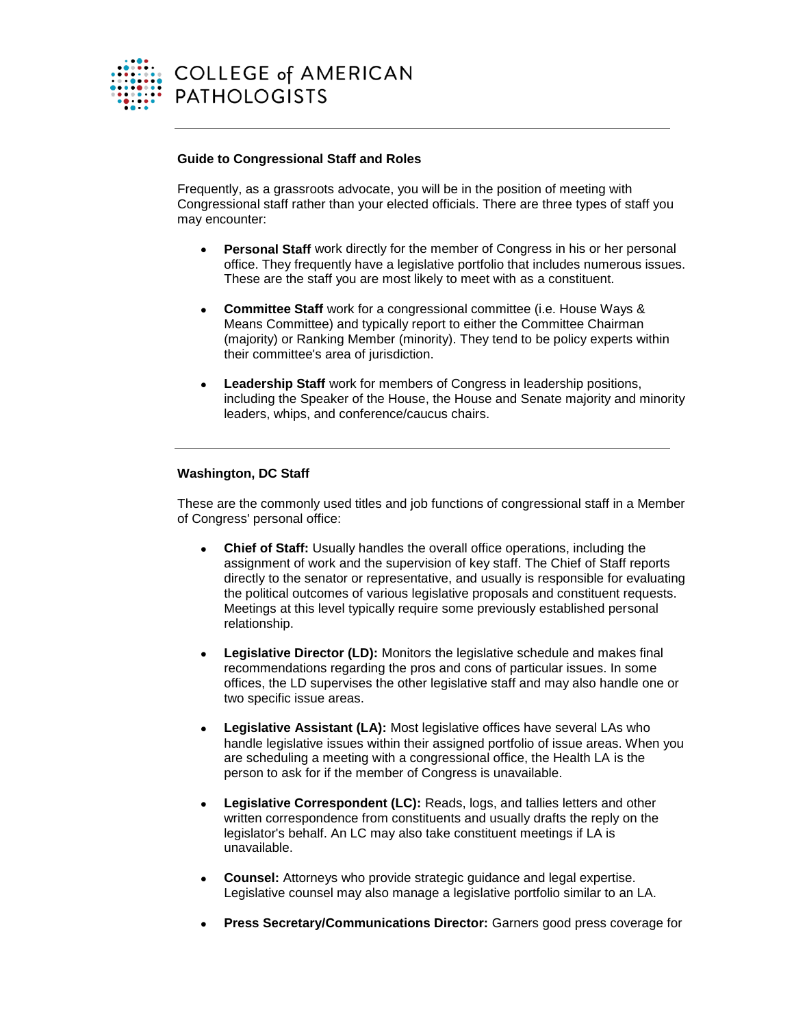COLLEGE of AMERICAN PATHOLOGISTS

---

**Guide to Congressional Staff and Roles**

Frequently, as a grassroots advocate, you will be in the position of meeting with Congressional staff rather than your elected officials. There are three types of staff you may encounter:

- **Personal Staff** work directly for the member of Congress in his or her personal office. They frequently have a legislative portfolio that includes numerous issues. These are the staff you are most likely to meet with as a constituent.
- **Committee Staff** work for a congressional committee (i.e. House Ways & Means Committee) and typically report to either the Committee Chairman (majority) or Ranking Member (minority). They tend to be policy experts within their committee's area of jurisdiction.
- **Leadership Staff** work for members of Congress in leadership positions, including the Speaker of the House, the House and Senate majority and minority leaders, whips, and conference/caucus chairs.

---

**Washington, DC Staff**

These are the commonly used titles and job functions of congressional staff in a Member of Congress' personal office:

- **Chief of Staff:** Usually handles the overall office operations, including the assignment of work and the supervision of key staff. The Chief of Staff reports directly to the senator or representative, and usually is responsible for evaluating the political outcomes of various legislative proposals and constituent requests. Meetings at this level typically require some previously established personal relationship.
- **Legislative Director (LD):** Monitors the legislative schedule and makes final recommendations regarding the pros and cons of particular issues. In some offices, the LD supervises the other legislative staff and may also handle one or two specific issue areas.
- **Legislative Assistant (LA):** Most legislative offices have several LAs who handle legislative issues within their assigned portfolio of issue areas. When you are scheduling a meeting with a congressional office, the Health LA is the person to ask for if the member of Congress is unavailable.
- **Legislative Correspondent (LC):** Reads, logs, and tallies letters and other written correspondence from constituents and usually drafts the reply on the legislator's behalf. An LC may also take constituent meetings if LA is unavailable.
- **Counsel:** Attorneys who provide strategic guidance and legal expertise. Legislative counsel may also manage a legislative portfolio similar to an LA.
- **Press Secretary/Communications Director:** Garners good press coverage for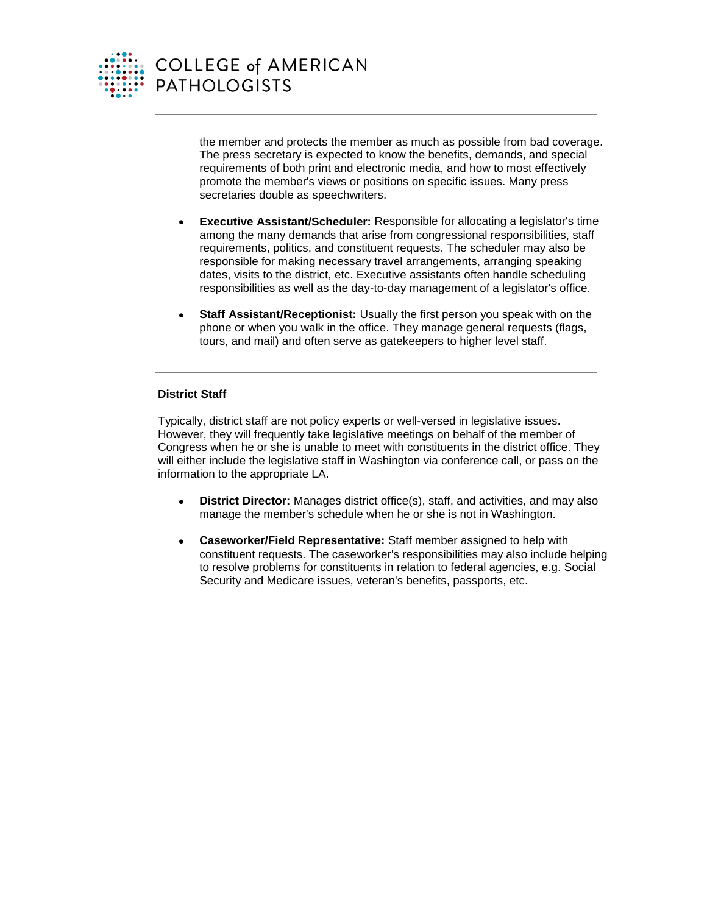the member and protects the member as much as possible from bad coverage. The press secretary is expected to know the benefits, demands, and special requirements of both print and electronic media, and how to most effectively promote the member's views or positions on specific issues. Many press secretaries double as speechwriters.

- **Executive Assistant/Scheduler:** Responsible for allocating a legislator's time among the many demands that arise from congressional responsibilities, staff requirements, politics, and constituent requests. The scheduler may also be responsible for making necessary travel arrangements, arranging speaking dates, visits to the district, etc. Executive assistants often handle scheduling responsibilities as well as the day-to-day management of a legislator's office.

- **Staff Assistant/Receptionist:** Usually the first person you speak with on the phone or when you walk in the office. They manage general requests (flags, tours, and mail) and often serve as gatekeepers to higher level staff.

---

**District Staff**

Typically, district staff are not policy experts or well-versed in legislative issues. However, they will frequently take legislative meetings on behalf of the member of Congress when he or she is unable to meet with constituents in the district office. They will either include the legislative staff in Washington via conference call, or pass on the information to the appropriate LA.

- **District Director:** Manages district office(s), staff, and activities, and may also manage the member's schedule when he or she is not in Washington.

- **Caseworker/Field Representative:** Staff member assigned to help with constituent requests. The caseworker's responsibilities may also include helping to resolve problems for constituents in relation to federal agencies, e.g. Social Security and Medicare issues, veteran's benefits, passports, etc.